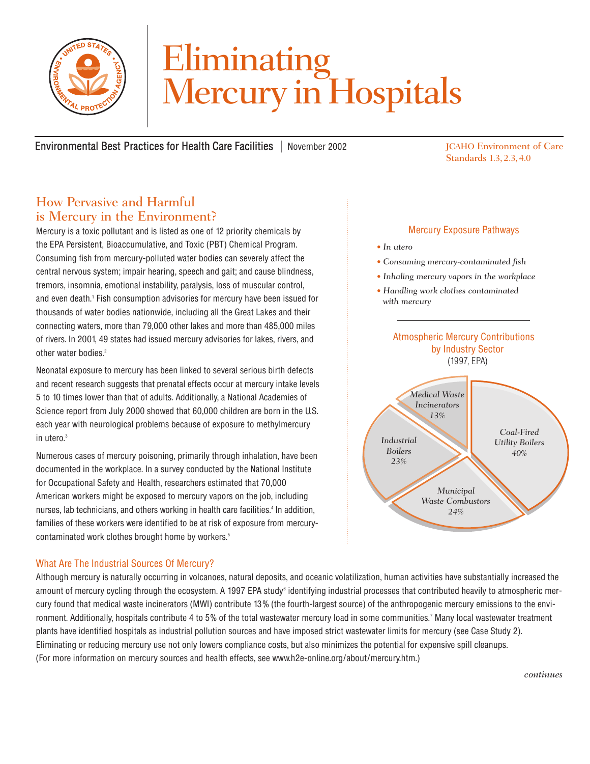# Eliminating Mercury in Hospitals

Environmental Best Practices for Health Care Facilities | November 2002

JCAHO Environment of Care Standards 1.3, 2.3, 4.0

## How Pervasive and Harmful is Mercury in the Environment?

Mercury is a toxic pollutant and is listed as one of 12 priority chemicals by the EPA Persistent, Bioaccumulative, and Toxic (PBT) Chemical Program. Consuming fish from mercury-polluted water bodies can severely affect the central nervous system; impair hearing, speech and gait; and cause blindness, tremors, insomnia, emotional instability, paralysis, loss of muscular control, and even death.[1] Fish consumption advisories for mercury have been issued for thousands of water bodies nationwide, including all the Great Lakes and their connecting waters, more than 79,000 other lakes and more than 485,000 miles of rivers. In 2001, 49 states had issued mercury advisories for lakes, rivers, and other water bodies.[2]

Neonatal exposure to mercury has been linked to several serious birth defects and recent research suggests that prenatal effects occur at mercury intake levels 5 to 10 times lower than that of adults. Additionally, a National Academies of Science report from July 2000 showed that 60,000 children are born in the U.S. each year with neurological problems because of exposure to methylmercury in utero.[3]

Numerous cases of mercury poisoning, primarily through inhalation, have been documented in the workplace. In a survey conducted by the National Institute for Occupational Safety and Health, researchers estimated that 70,000 American workers might be exposed to mercury vapors on the job, including nurses, lab technicians, and others working in health care facilities.[4] In addition, families of these workers were identified to be at risk of exposure from mercury-contaminated work clothes brought home by workers.[5]

### Mercury Exposure Pathways

- *In utero*
- *Consuming mercury-contaminated fish*
- *Inhaling mercury vapors in the workplace*
- *Handling work clothes contaminated with mercury*

### Atmospheric Mercury Contributions by Industry Sector

(1997, EPA)

| Sector | Share |
|---|---|
| Coal-Fired Utility Boilers | 40% |
| Municipal Waste Combustors | 24% |
| Industrial Boilers | 23% |
| Medical Waste Incinerators | 13% |

### What Are The Industrial Sources Of Mercury?

Although mercury is naturally occurring in volcanoes, natural deposits, and oceanic volatilization, human activities have substantially increased the amount of mercury cycling through the ecosystem. A 1997 EPA study[6] identifying industrial processes that contributed heavily to atmospheric mercury found that medical waste incinerators (MWI) contribute 13% (the fourth-largest source) of the anthropogenic mercury emissions to the environment. Additionally, hospitals contribute 4 to 5% of the total wastewater mercury load in some communities.[7] Many local wastewater treatment plants have identified hospitals as industrial pollution sources and have imposed strict wastewater limits for mercury (see Case Study 2). Eliminating or reducing mercury use not only lowers compliance costs, but also minimizes the potential for expensive spill cleanups. (For more information on mercury sources and health effects, see www.h2e-online.org/about/mercury.htm.)

*continues*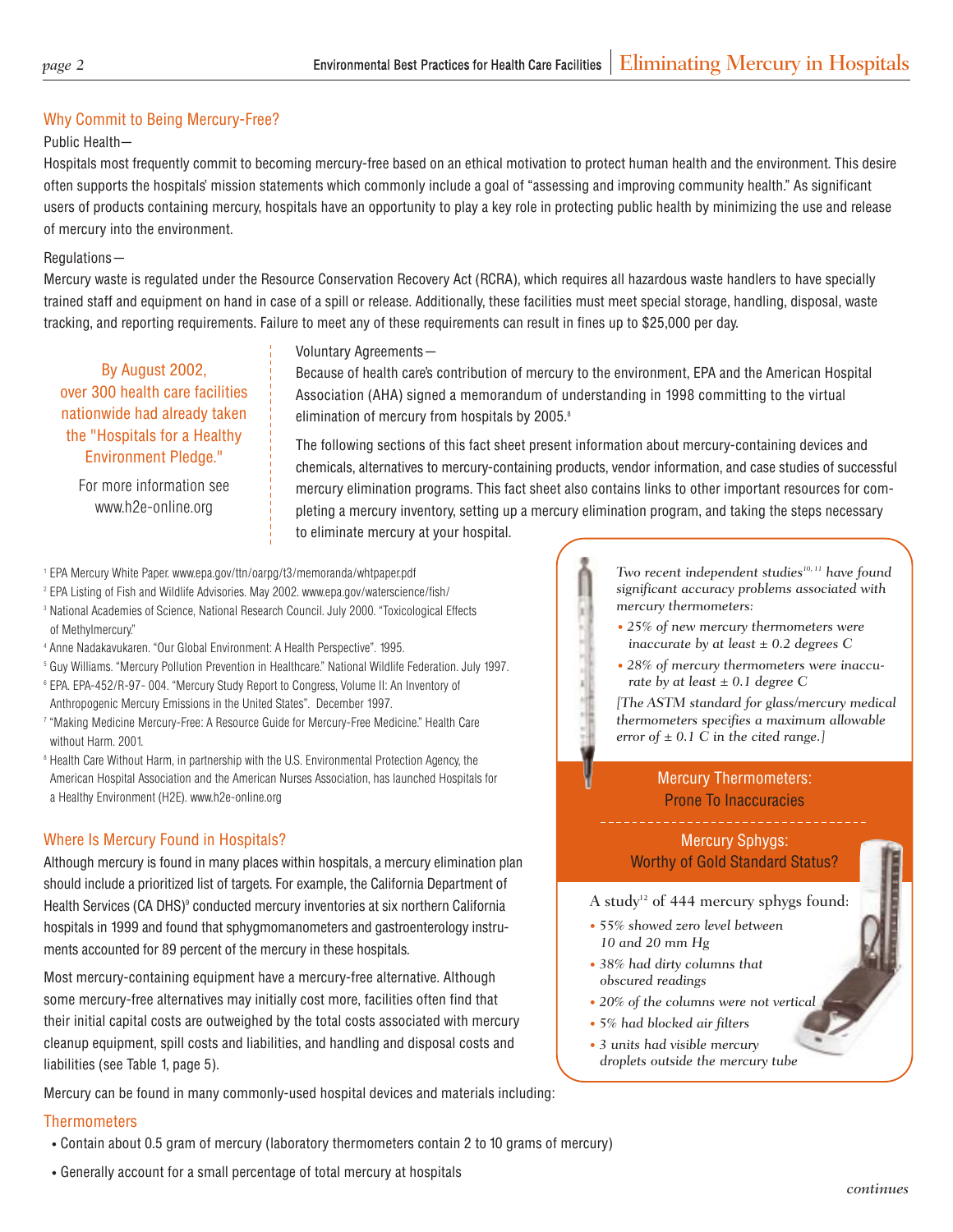## Why Commit to Being Mercury-Free?

Public Health—

Hospitals most frequently commit to becoming mercury-free based on an ethical motivation to protect human health and the environment. This desire often supports the hospitals' mission statements which commonly include a goal of "assessing and improving community health." As significant users of products containing mercury, hospitals have an opportunity to play a key role in protecting public health by minimizing the use and release of mercury into the environment.

Regulations—

Mercury waste is regulated under the Resource Conservation Recovery Act (RCRA), which requires all hazardous waste handlers to have specially trained staff and equipment on hand in case of a spill or release. Additionally, these facilities must meet special storage, handling, disposal, waste tracking, and reporting requirements. Failure to meet any of these requirements can result in fines up to $25,000 per day.

> By August 2002, over 300 health care facilities nationwide had already taken the "Hospitals for a Healthy Environment Pledge."
>
> For more information see www.h2e-online.org

Voluntary Agreements—

Because of health care's contribution of mercury to the environment, EPA and the American Hospital Association (AHA) signed a memorandum of understanding in 1998 committing to the virtual elimination of mercury from hospitals by 2005.[8]

The following sections of this fact sheet present information about mercury-containing devices and chemicals, alternatives to mercury-containing products, vendor information, and case studies of successful mercury elimination programs. This fact sheet also contains links to other important resources for completing a mercury inventory, setting up a mercury elimination program, and taking the steps necessary to eliminate mercury at your hospital.

[1] EPA Mercury White Paper. www.epa.gov/ttn/oarpg/t3/memoranda/whtpaper.pdf
[2] EPA Listing of Fish and Wildlife Advisories. May 2002. www.epa.gov/waterscience/fish/
[3] National Academies of Science, National Research Council. July 2000. "Toxicological Effects of Methylmercury."
[4] Anne Nadakavukaren. "Our Global Environment: A Health Perspective". 1995.
[5] Guy Williams. "Mercury Pollution Prevention in Healthcare." National Wildlife Federation. July 1997.
[6] EPA. EPA-452/R-97- 004. "Mercury Study Report to Congress, Volume II: An Inventory of Anthropogenic Mercury Emissions in the United States". December 1997.
[7] "Making Medicine Mercury-Free: A Resource Guide for Mercury-Free Medicine." Health Care without Harm. 2001.
[8] Health Care Without Harm, in partnership with the U.S. Environmental Protection Agency, the American Hospital Association and the American Nurses Association, has launched Hospitals for a Healthy Environment (H2E). www.h2e-online.org

### Mercury Thermometers: Prone To Inaccuracies

*Two recent independent studies[10, 11] have found significant accuracy problems associated with mercury thermometers:*

- *25% of new mercury thermometers were inaccurate by at least ± 0.2 degrees C*
- *28% of mercury thermometers were inaccurate by at least ± 0.1 degree C*

*[The ASTM standard for glass/mercury medical thermometers specifies a maximum allowable error of ± 0.1 C in the cited range.]*

### Mercury Sphygs: Worthy of Gold Standard Status?

A study[12] of 444 mercury sphygs found:

- *55% showed zero level between 10 and 20 mm Hg*
- *38% had dirty columns that obscured readings*
- *20% of the columns were not vertical*
- *5% had blocked air filters*
- *3 units had visible mercury droplets outside the mercury tube*

## Where Is Mercury Found in Hospitals?

Although mercury is found in many places within hospitals, a mercury elimination plan should include a prioritized list of targets. For example, the California Department of Health Services (CA DHS)[9] conducted mercury inventories at six northern California hospitals in 1999 and found that sphygmomanometers and gastroenterology instruments accounted for 89 percent of the mercury in these hospitals.

Most mercury-containing equipment have a mercury-free alternative. Although some mercury-free alternatives may initially cost more, facilities often find that their initial capital costs are outweighed by the total costs associated with mercury cleanup equipment, spill costs and liabilities, and handling and disposal costs and liabilities (see Table 1, page 5).

Mercury can be found in many commonly-used hospital devices and materials including:

### Thermometers

- Contain about 0.5 gram of mercury (laboratory thermometers contain 2 to 10 grams of mercury)
- Generally account for a small percentage of total mercury at hospitals

*continues*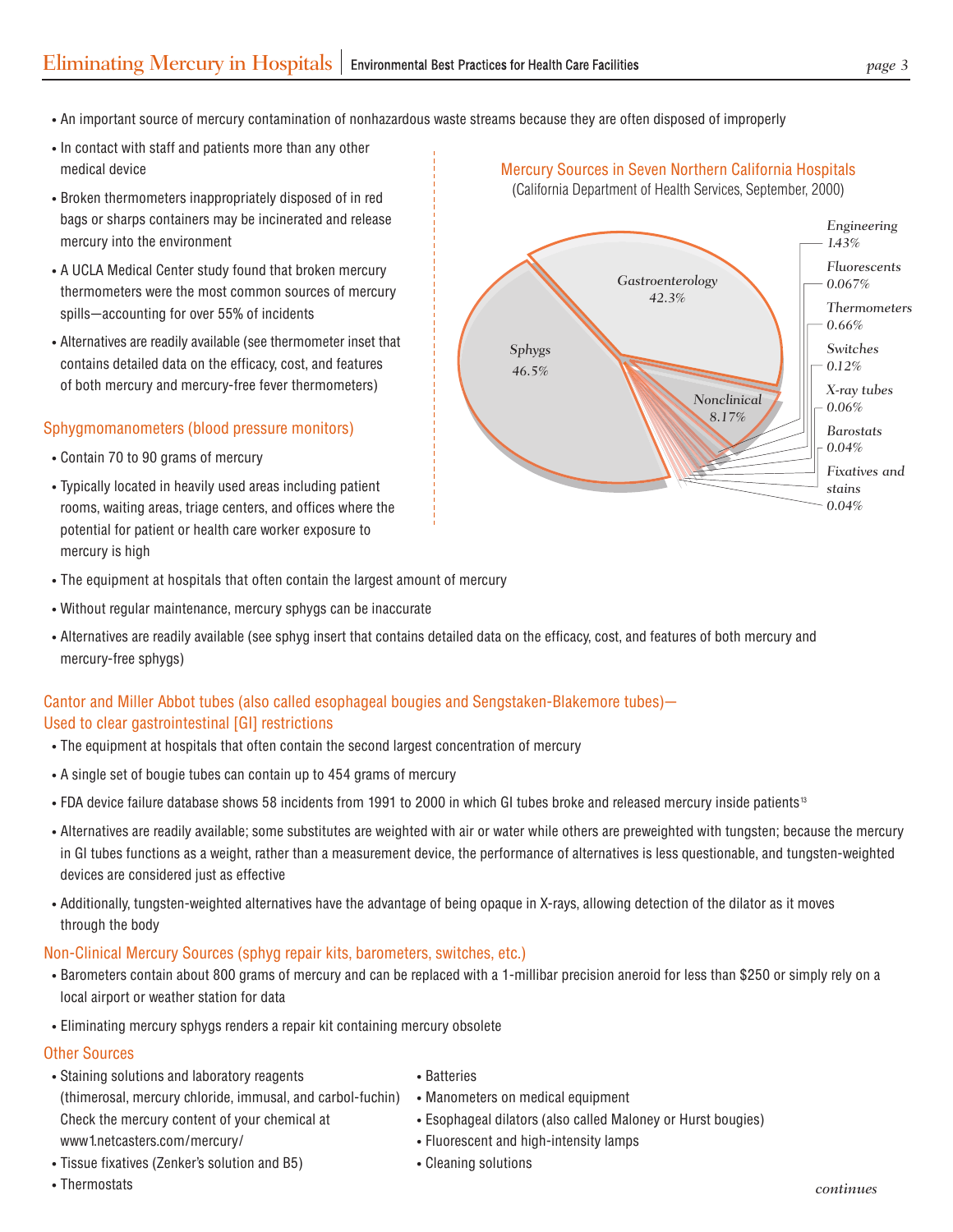- An important source of mercury contamination of nonhazardous waste streams because they are often disposed of improperly
- In contact with staff and patients more than any other medical device
- Broken thermometers inappropriately disposed of in red bags or sharps containers may be incinerated and release mercury into the environment
- A UCLA Medical Center study found that broken mercury thermometers were the most common sources of mercury spills—accounting for over 55% of incidents
- Alternatives are readily available (see thermometer inset that contains detailed data on the efficacy, cost, and features of both mercury and mercury-free fever thermometers)

Mercury Sources in Seven Northern California Hospitals
(California Department of Health Services, September, 2000)

| Source | Percent |
|---|---|
| Sphygs | 46.5% |
| Gastroenterology | 42.3% |
| Nonclinical | 8.17% |
| Engineering | 1.43% |
| Fluorescents | 0.067% |
| Thermometers | 0.66% |
| Switches | 0.12% |
| X-ray tubes | 0.06% |
| Barostats | 0.04% |
| Fixatives and stains | 0.04% |

## Sphygmomanometers (blood pressure monitors)

- Contain 70 to 90 grams of mercury
- Typically located in heavily used areas including patient rooms, waiting areas, triage centers, and offices where the potential for patient or health care worker exposure to mercury is high
- The equipment at hospitals that often contain the largest amount of mercury
- Without regular maintenance, mercury sphygs can be inaccurate
- Alternatives are readily available (see sphyg insert that contains detailed data on the efficacy, cost, and features of both mercury and mercury-free sphygs)

## Cantor and Miller Abbot tubes (also called esophageal bougies and Sengstaken-Blakemore tubes)—Used to clear gastrointestinal [GI] restrictions

- The equipment at hospitals that often contain the second largest concentration of mercury
- A single set of bougie tubes can contain up to 454 grams of mercury
- FDA device failure database shows 58 incidents from 1991 to 2000 in which GI tubes broke and released mercury inside patients[13]
- Alternatives are readily available; some substitutes are weighted with air or water while others are preweighted with tungsten; because the mercury in GI tubes functions as a weight, rather than a measurement device, the performance of alternatives is less questionable, and tungsten-weighted devices are considered just as effective
- Additionally, tungsten-weighted alternatives have the advantage of being opaque in X-rays, allowing detection of the dilator as it moves through the body

## Non-Clinical Mercury Sources (sphyg repair kits, barometers, switches, etc.)

- Barometers contain about 800 grams of mercury and can be replaced with a 1-millibar precision aneroid for less than $250 or simply rely on a local airport or weather station for data
- Eliminating mercury sphygs renders a repair kit containing mercury obsolete

## Other Sources

- Staining solutions and laboratory reagents (thimerosal, mercury chloride, immusal, and carbol-fuchin) Check the mercury content of your chemical at www1.netcasters.com/mercury/
- Tissue fixatives (Zenker's solution and B5)
- Thermostats
- Batteries
- Manometers on medical equipment
- Esophageal dilators (also called Maloney or Hurst bougies)
- Fluorescent and high-intensity lamps
- Cleaning solutions

*continues*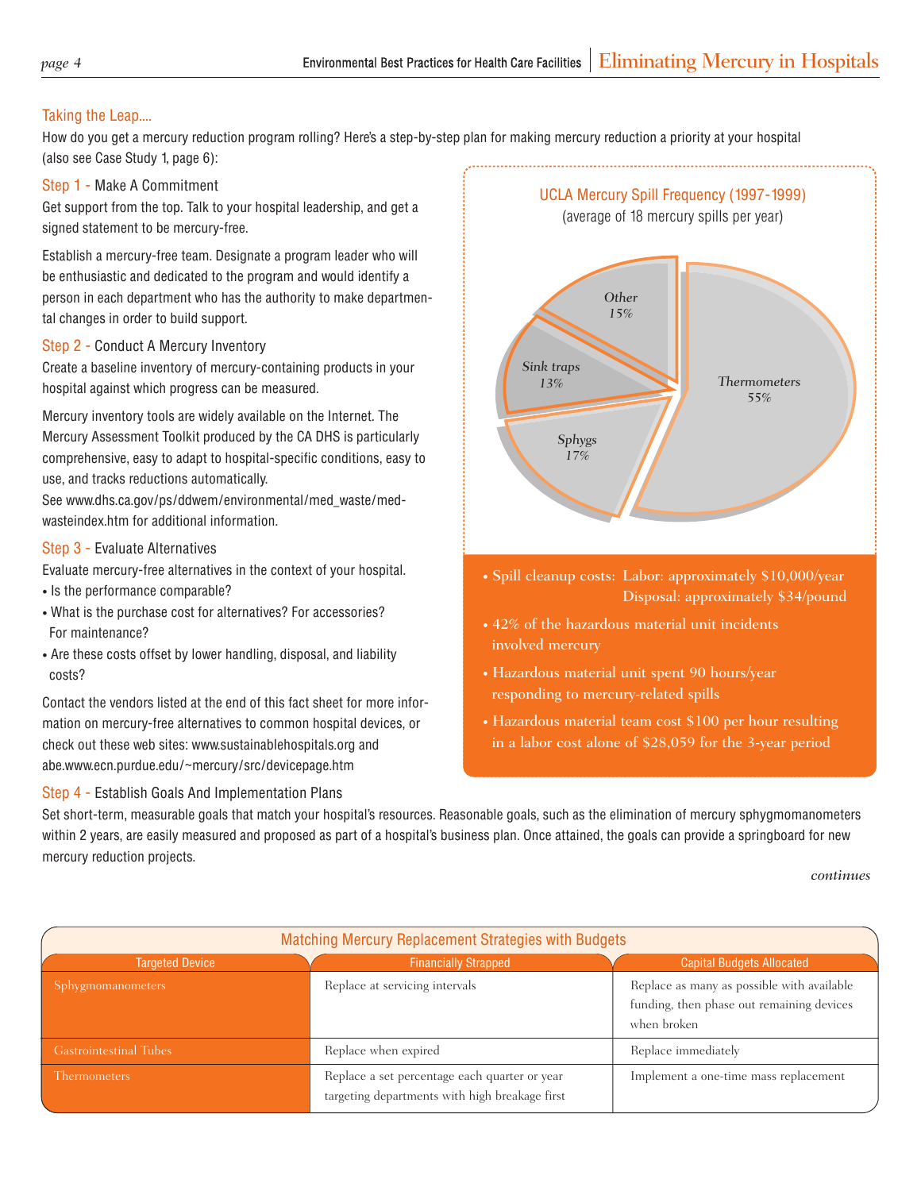## Taking the Leap....

How do you get a mercury reduction program rolling? Here's a step-by-step plan for making mercury reduction a priority at your hospital (also see Case Study 1, page 6):

### Step 1 - Make A Commitment

Get support from the top. Talk to your hospital leadership, and get a signed statement to be mercury-free.

Establish a mercury-free team. Designate a program leader who will be enthusiastic and dedicated to the program and would identify a person in each department who has the authority to make departmental changes in order to build support.

### Step 2 - Conduct A Mercury Inventory

Create a baseline inventory of mercury-containing products in your hospital against which progress can be measured.

Mercury inventory tools are widely available on the Internet. The Mercury Assessment Toolkit produced by the CA DHS is particularly comprehensive, easy to adapt to hospital-specific conditions, easy to use, and tracks reductions automatically.
See www.dhs.ca.gov/ps/ddwem/environmental/med_waste/medwasteindex.htm for additional information.

### Step 3 - Evaluate Alternatives

Evaluate mercury-free alternatives in the context of your hospital.

- Is the performance comparable?
- What is the purchase cost for alternatives? For accessories? For maintenance?
- Are these costs offset by lower handling, disposal, and liability costs?

Contact the vendors listed at the end of this fact sheet for more information on mercury-free alternatives to common hospital devices, or check out these web sites: www.sustainablehospitals.org and abe.www.ecn.purdue.edu/~mercury/src/devicepage.htm

### Step 4 - Establish Goals And Implementation Plans

Set short-term, measurable goals that match your hospital's resources. Reasonable goals, such as the elimination of mercury sphygmomanometers within 2 years, are easily measured and proposed as part of a hospital's business plan. Once attained, the goals can provide a springboard for new mercury reduction projects.

*continues*

---

**UCLA Mercury Spill Frequency (1997-1999)**
(average of 18 mercury spills per year)

| Source | Percent |
|---|---|
| Thermometers | 55% |
| Sphygs | 17% |
| Other | 15% |
| Sink traps | 13% |

- Spill cleanup costs: Labor: approximately $10,000/year
  Disposal: approximately $34/pound
- 42% of the hazardous material unit incidents involved mercury
- Hazardous material unit spent 90 hours/year responding to mercury-related spills
- Hazardous material team cost $100 per hour resulting in a labor cost alone of $28,059 for the 3-year period

---

**Matching Mercury Replacement Strategies with Budgets**

| Targeted Device | Financially Strapped | Capital Budgets Allocated |
|---|---|---|
| Sphygmomanometers | Replace at servicing intervals | Replace as many as possible with available funding, then phase out remaining devices when broken |
| Gastrointestinal Tubes | Replace when expired | Replace immediately |
| Thermometers | Replace a set percentage each quarter or year targeting departments with high breakage first | Implement a one-time mass replacement |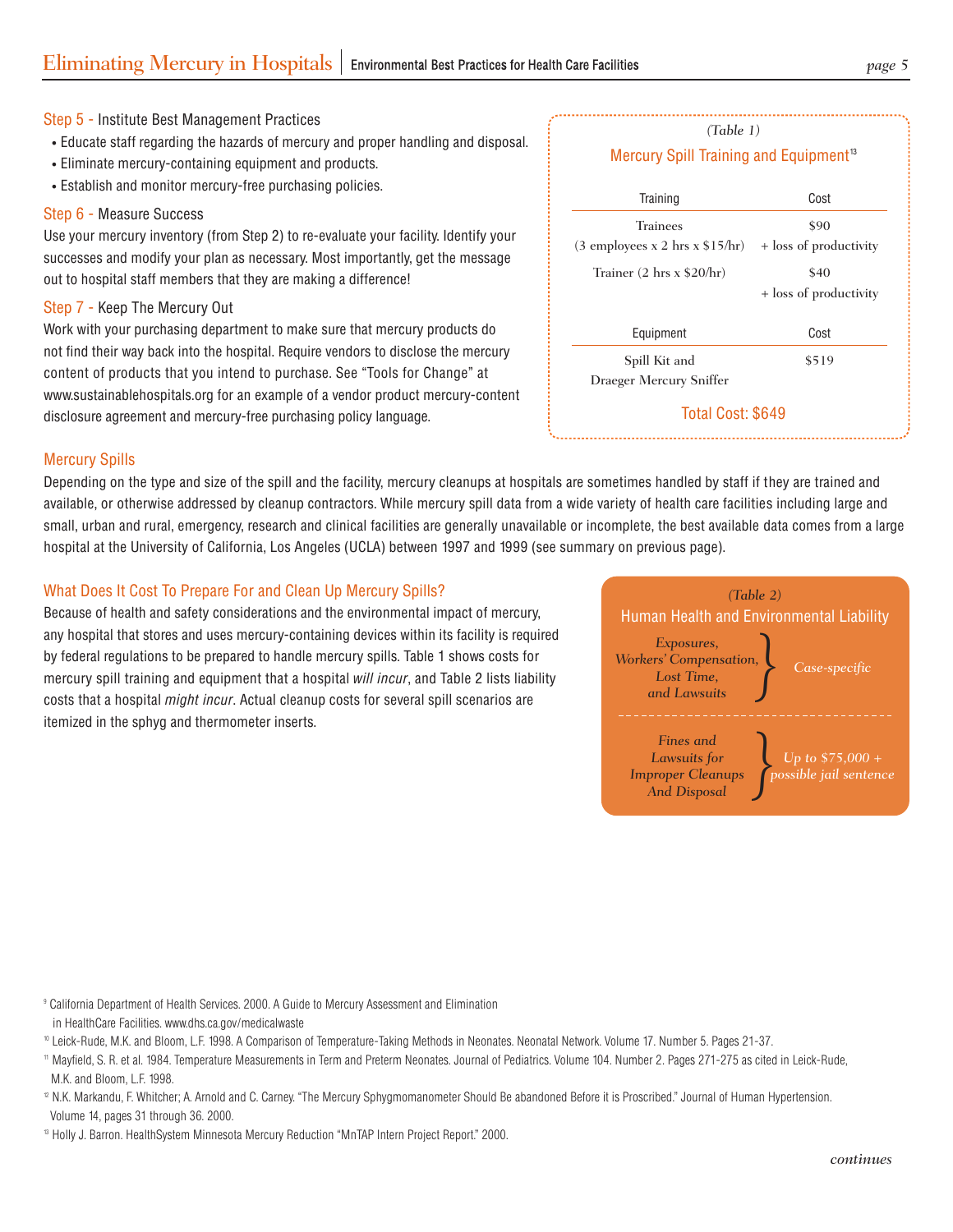### Step 5 - Institute Best Management Practices

- Educate staff regarding the hazards of mercury and proper handling and disposal.
- Eliminate mercury-containing equipment and products.
- Establish and monitor mercury-free purchasing policies.

### Step 6 - Measure Success

Use your mercury inventory (from Step 2) to re-evaluate your facility. Identify your successes and modify your plan as necessary. Most importantly, get the message out to hospital staff members that they are making a difference!

### Step 7 - Keep The Mercury Out

Work with your purchasing department to make sure that mercury products do not find their way back into the hospital. Require vendors to disclose the mercury content of products that you intend to purchase. See "Tools for Change" at www.sustainablehospitals.org for an example of a vendor product mercury-content disclosure agreement and mercury-free purchasing policy language.

*(Table 1)*

**Mercury Spill Training and Equipment**[13]

| Training | Cost |
|---|---|
| Trainees (3 employees x 2 hrs x $15/hr) | $90 + loss of productivity |
| Trainer (2 hrs x $20/hr) | $40 + loss of productivity |
| **Equipment** | **Cost** |
| Spill Kit and Draeger Mercury Sniffer | $519 |

**Total Cost: $649**

## Mercury Spills

Depending on the type and size of the spill and the facility, mercury cleanups at hospitals are sometimes handled by staff if they are trained and available, or otherwise addressed by cleanup contractors. While mercury spill data from a wide variety of health care facilities including large and small, urban and rural, emergency, research and clinical facilities are generally unavailable or incomplete, the best available data comes from a large hospital at the University of California, Los Angeles (UCLA) between 1997 and 1999 (see summary on previous page).

## What Does It Cost To Prepare For and Clean Up Mercury Spills?

Because of health and safety considerations and the environmental impact of mercury, any hospital that stores and uses mercury-containing devices within its facility is required by federal regulations to be prepared to handle mercury spills. Table 1 shows costs for mercury spill training and equipment that a hospital *will incur*, and Table 2 lists liability costs that a hospital *might incur*. Actual cleanup costs for several spill scenarios are itemized in the sphyg and thermometer inserts.

*(Table 2)*

**Human Health and Environmental Liability**

| Liability | Cost |
|---|---|
| *Exposures, Workers' Compensation, Lost Time, and Lawsuits* | *Case-specific* |
| *Fines and Lawsuits for Improper Cleanups And Disposal* | *Up to $75,000 + possible jail sentence* |

---

[9] California Department of Health Services. 2000. A Guide to Mercury Assessment and Elimination in HealthCare Facilities. www.dhs.ca.gov/medicalwaste

[10] Leick-Rude, M.K. and Bloom, L.F. 1998. A Comparison of Temperature-Taking Methods in Neonates. Neonatal Network. Volume 17. Number 5. Pages 21-37.

[11] Mayfield, S. R. et al. 1984. Temperature Measurements in Term and Preterm Neonates. Journal of Pediatrics. Volume 104. Number 2. Pages 271-275 as cited in Leick-Rude, M.K. and Bloom, L.F. 1998.

[12] N.K. Markandu, F. Whitcher; A. Arnold and C. Carney. "The Mercury Sphygmomanometer Should Be abandoned Before it is Proscribed." Journal of Human Hypertension. Volume 14, pages 31 through 36. 2000.

[13] Holly J. Barron. HealthSystem Minnesota Mercury Reduction "MnTAP Intern Project Report." 2000.

*continues*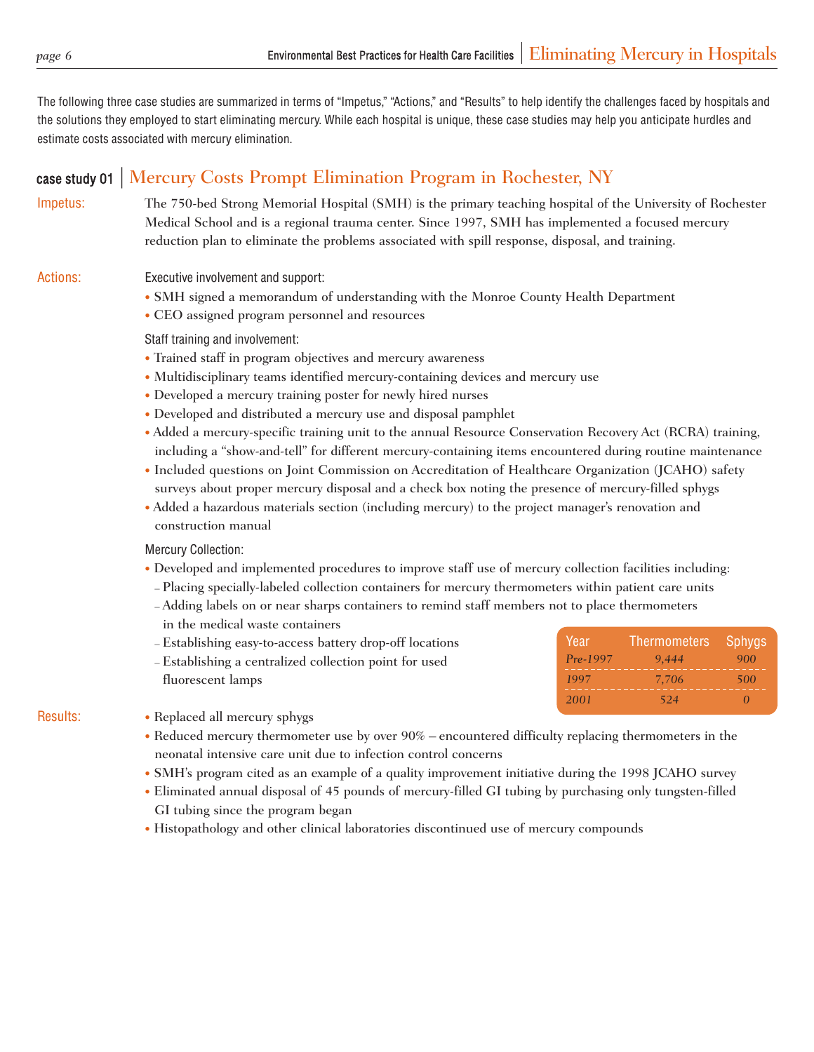The following three case studies are summarized in terms of "Impetus," "Actions," and "Results" to help identify the challenges faced by hospitals and the solutions they employed to start eliminating mercury. While each hospital is unique, these case studies may help you anticipate hurdles and estimate costs associated with mercury elimination.

## case study 01 | Mercury Costs Prompt Elimination Program in Rochester, NY

**Impetus:**

The 750-bed Strong Memorial Hospital (SMH) is the primary teaching hospital of the University of Rochester Medical School and is a regional trauma center. Since 1997, SMH has implemented a focused mercury reduction plan to eliminate the problems associated with spill response, disposal, and training.

**Actions:**

Executive involvement and support:

- SMH signed a memorandum of understanding with the Monroe County Health Department
- CEO assigned program personnel and resources

Staff training and involvement:

- Trained staff in program objectives and mercury awareness
- Multidisciplinary teams identified mercury-containing devices and mercury use
- Developed a mercury training poster for newly hired nurses
- Developed and distributed a mercury use and disposal pamphlet
- Added a mercury-specific training unit to the annual Resource Conservation Recovery Act (RCRA) training, including a "show-and-tell" for different mercury-containing items encountered during routine maintenance
- Included questions on Joint Commission on Accreditation of Healthcare Organization (JCAHO) safety surveys about proper mercury disposal and a check box noting the presence of mercury-filled sphygs
- Added a hazardous materials section (including mercury) to the project manager's renovation and construction manual

Mercury Collection:

- Developed and implemented procedures to improve staff use of mercury collection facilities including:
  - Placing specially-labeled collection containers for mercury thermometers within patient care units
  - Adding labels on or near sharps containers to remind staff members not to place thermometers in the medical waste containers
  - Establishing easy-to-access battery drop-off locations
  - Establishing a centralized collection point for used fluorescent lamps

| Year | Thermometers | Sphygs |
|---|---|---|
| Pre-1997 | 9,444 | 900 |
| 1997 | 7,706 | 500 |
| 2001 | 524 | 0 |

**Results:**

- Replaced all mercury sphygs
- Reduced mercury thermometer use by over 90% – encountered difficulty replacing thermometers in the neonatal intensive care unit due to infection control concerns
- SMH's program cited as an example of a quality improvement initiative during the 1998 JCAHO survey
- Eliminated annual disposal of 45 pounds of mercury-filled GI tubing by purchasing only tungsten-filled GI tubing since the program began
- Histopathology and other clinical laboratories discontinued use of mercury compounds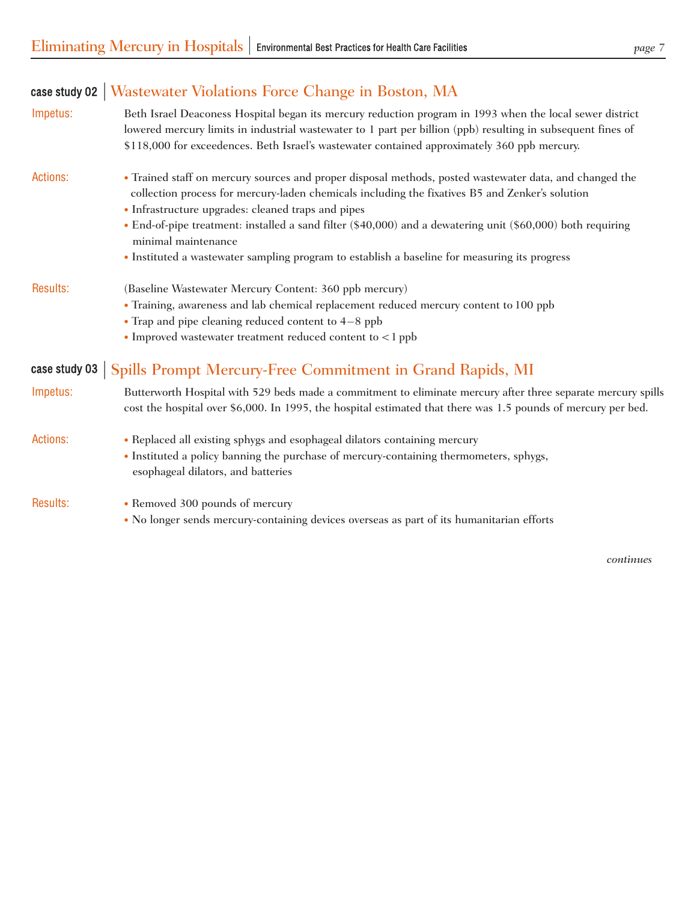## case study 02 | Wastewater Violations Force Change in Boston, MA

**Impetus:** Beth Israel Deaconess Hospital began its mercury reduction program in 1993 when the local sewer district lowered mercury limits in industrial wastewater to 1 part per billion (ppb) resulting in subsequent fines of \$118,000 for exceedences. Beth Israel's wastewater contained approximately 360 ppb mercury.

**Actions:**

- Trained staff on mercury sources and proper disposal methods, posted wastewater data, and changed the collection process for mercury-laden chemicals including the fixatives B5 and Zenker's solution
- Infrastructure upgrades: cleaned traps and pipes
- End-of-pipe treatment: installed a sand filter (\$40,000) and a dewatering unit (\$60,000) both requiring minimal maintenance
- Instituted a wastewater sampling program to establish a baseline for measuring its progress

**Results:** (Baseline Wastewater Mercury Content: 360 ppb mercury)

- Training, awareness and lab chemical replacement reduced mercury content to 100 ppb
- Trap and pipe cleaning reduced content to 4–8 ppb
- Improved wastewater treatment reduced content to < 1 ppb

## case study 03 | Spills Prompt Mercury-Free Commitment in Grand Rapids, MI

**Impetus:** Butterworth Hospital with 529 beds made a commitment to eliminate mercury after three separate mercury spills cost the hospital over \$6,000. In 1995, the hospital estimated that there was 1.5 pounds of mercury per bed.

**Actions:**

- Replaced all existing sphygs and esophageal dilators containing mercury
- Instituted a policy banning the purchase of mercury-containing thermometers, sphygs, esophageal dilators, and batteries

**Results:**

- Removed 300 pounds of mercury
- No longer sends mercury-containing devices overseas as part of its humanitarian efforts

*continues*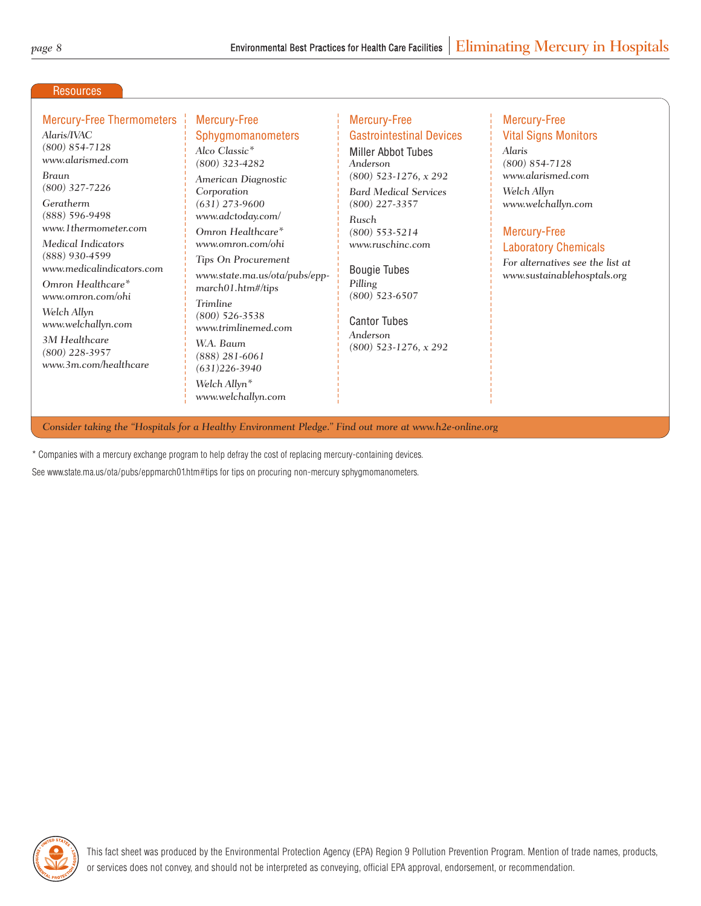## Resources

### Mercury-Free Thermometers

*Alaris/IVAC*
*(800) 854-7128*
*www.alarismed.com*

*Braun*
*(800) 327-7226*

*Geratherm*
*(888) 596-9498*
*www.1thermometer.com*

*Medical Indicators*
*(888) 930-4599*
*www.medicalindicators.com*

*Omron Healthcare**
*www.omron.com/ohi*

*Welch Allyn*
*www.welchallyn.com*

*3M Healthcare*
*(800) 228-3957*
*www.3m.com/healthcare*

### Mercury-Free Sphygmomanometers

*Alco Classic**
*(800) 323-4282*

*American Diagnostic Corporation*
*(631) 273-9600*
*www.adctoday.com/*

*Omron Healthcare**
*www.omron.com/ohi*

*Tips On Procurement*

*www.state.ma.us/ota/pubs/epp-march01.htm#/tips*

*Trimline*
*(800) 526-3538*
*www.trimlinemed.com*

*W.A. Baum*
*(888) 281-6061*
*(631)226-3940*

*Welch Allyn**
*www.welchallyn.com*

### Mercury-Free Gastrointestinal Devices

Miller Abbot Tubes

*Anderson*
*(800) 523-1276, x 292*

*Bard Medical Services*
*(800) 227-3357*

*Rusch*
*(800) 553-5214*
*www.ruschinc.com*

Bougie Tubes

*Pilling*
*(800) 523-6507*

Cantor Tubes

*Anderson*
*(800) 523-1276, x 292*

### Mercury-Free Vital Signs Monitors

*Alaris*
*(800) 854-7128*
*www.alarismed.com*

*Welch Allyn*
*www.welchallyn.com*

### Mercury-Free Laboratory Chemicals

*For alternatives see the list at www.sustainablehosptals.org*

*Consider taking the "Hospitals for a Healthy Environment Pledge." Find out more at www.h2e-online.org*

* Companies with a mercury exchange program to help defray the cost of replacing mercury-containing devices.

See www.state.ma.us/ota/pubs/eppmarch01.htm#tips for tips on procuring non-mercury sphygmomanometers.

This fact sheet was produced by the Environmental Protection Agency (EPA) Region 9 Pollution Prevention Program. Mention of trade names, products, or services does not convey, and should not be interpreted as conveying, official EPA approval, endorsement, or recommendation.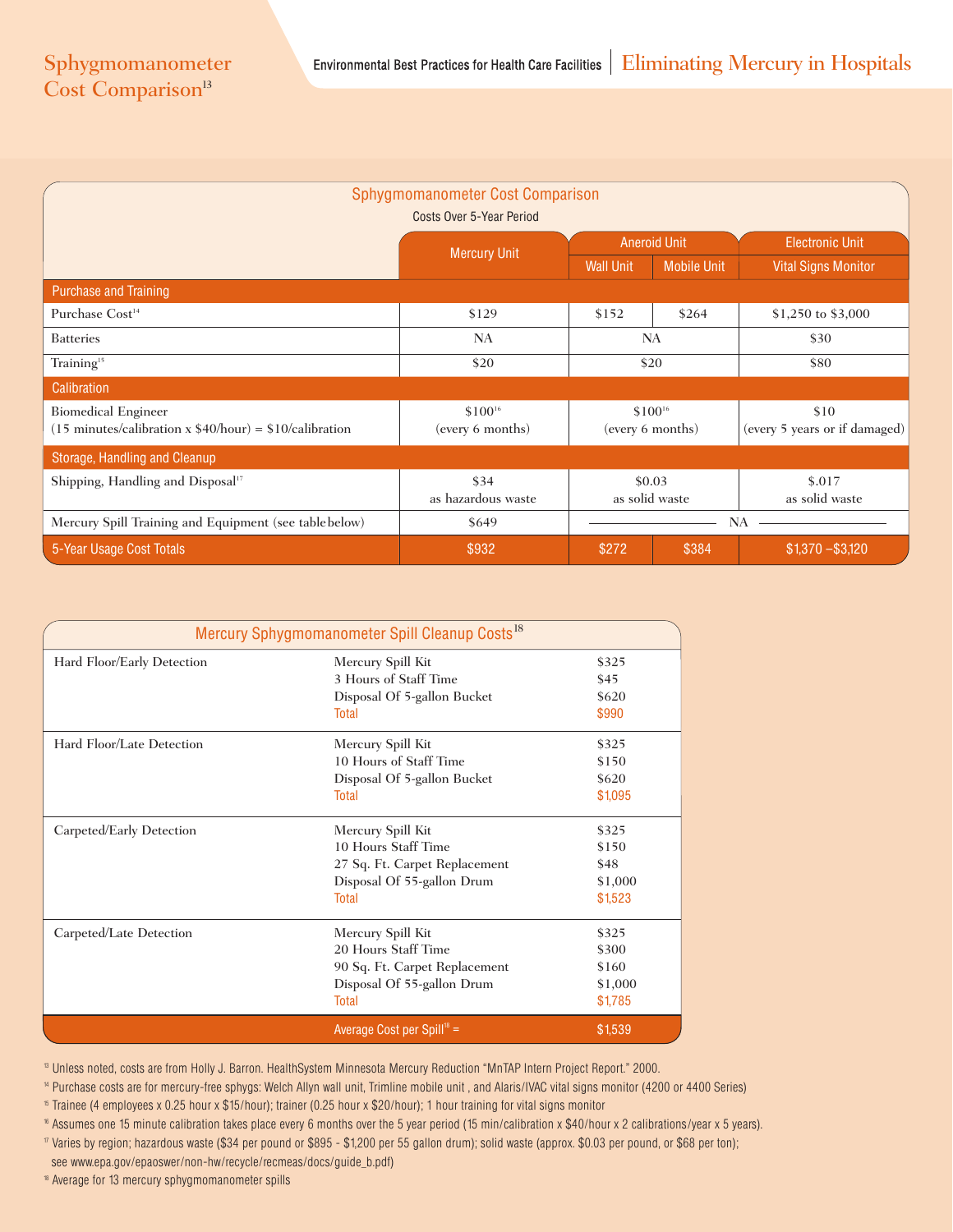# Sphygmomanometer Cost Comparison[13]

## Sphygmomanometer Cost Comparison

Costs Over 5-Year Period

| | Mercury Unit | Aneroid Unit | | Electronic Unit |
|---|---|---|---|---|
| | | Wall Unit | Mobile Unit | Vital Signs Monitor |
| **Purchase and Training** | | | | |
| Purchase Cost[14] | $129 | $152 | $264 | $1,250 to $3,000 |
| Batteries | NA | NA | | $30 |
| Training[15] | $20 | $20 | | $80 |
| **Calibration** | | | | |
| Biomedical Engineer (15 minutes/calibration x $40/hour) = $10/calibration | $100[16] (every 6 months) | $100[16] (every 6 months) | | $10 (every 5 years or if damaged) |
| **Storage, Handling and Cleanup** | | | | |
| Shipping, Handling and Disposal[17] | $34 as hazardous waste | $0.03 as solid waste | | $.017 as solid waste |
| Mercury Spill Training and Equipment (see table below) | $649 | NA | | |
| **5-Year Usage Cost Totals** | $932 | $272 | $384 | $1,370 –$3,120 |

## Mercury Sphygmomanometer Spill Cleanup Costs[18]

| | | |
|---|---|---|
| Hard Floor/Early Detection | Mercury Spill Kit | $325 |
| | 3 Hours of Staff Time | $45 |
| | Disposal Of 5-gallon Bucket | $620 |
| | Total | $990 |
| Hard Floor/Late Detection | Mercury Spill Kit | $325 |
| | 10 Hours of Staff Time | $150 |
| | Disposal Of 5-gallon Bucket | $620 |
| | Total | $1,095 |
| Carpeted/Early Detection | Mercury Spill Kit | $325 |
| | 10 Hours Staff Time | $150 |
| | 27 Sq. Ft. Carpet Replacement | $48 |
| | Disposal Of 55-gallon Drum | $1,000 |
| | Total | $1,523 |
| Carpeted/Late Detection | Mercury Spill Kit | $325 |
| | 20 Hours Staff Time | $300 |
| | 90 Sq. Ft. Carpet Replacement | $160 |
| | Disposal Of 55-gallon Drum | $1,000 |
| | Total | $1,785 |
| | **Average Cost per Spill[18] =** | **$1,539** |

[13] Unless noted, costs are from Holly J. Barron. HealthSystem Minnesota Mercury Reduction "MnTAP Intern Project Report." 2000.

[14] Purchase costs are for mercury-free sphygs: Welch Allyn wall unit, Trimline mobile unit , and Alaris/IVAC vital signs monitor (4200 or 4400 Series)

[15] Trainee (4 employees x 0.25 hour x $15/hour); trainer (0.25 hour x $20/hour); 1 hour training for vital signs monitor

[16] Assumes one 15 minute calibration takes place every 6 months over the 5 year period (15 min/calibration x $40/hour x 2 calibrations/year x 5 years).

[17] Varies by region; hazardous waste ($34 per pound or $895 - $1,200 per 55 gallon drum); solid waste (approx. $0.03 per pound, or $68 per ton); see www.epa.gov/epaoswer/non-hw/recycle/recmeas/docs/guide_b.pdf)

[18] Average for 13 mercury sphygmomanometer spills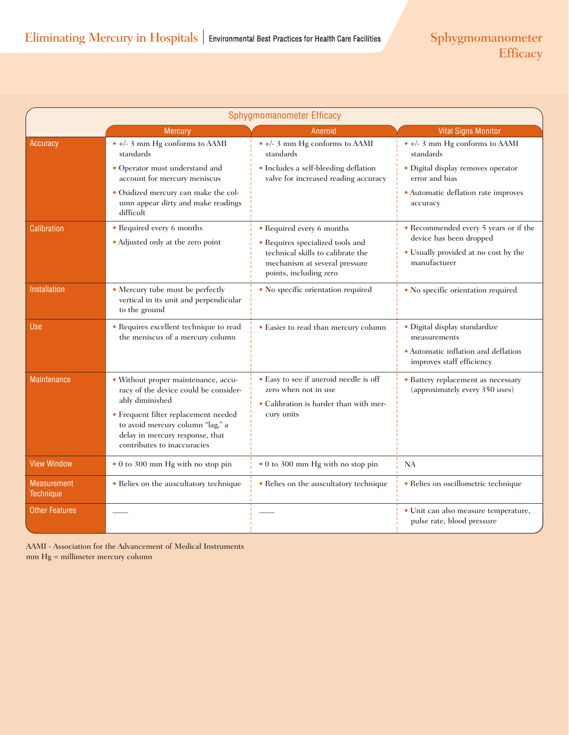# Sphygmomanometer Efficacy

| | Mercury | Aneroid | Vital Signs Monitor |
|---|---|---|---|
| Accuracy | • +/- 3 mm Hg conforms to AAMI standards<br>• Operator must understand and account for mercury meniscus<br>• Oxidized mercury can make the column appear dirty and make readings difficult | • +/- 3 mm Hg conforms to AAMI standards<br>• Includes a self-bleeding deflation valve for increased reading accuracy | • +/- 3 mm Hg conforms to AAMI standards<br>• Digital display removes operator error and bias<br>• Automatic deflation rate improves accuracy |
| Calibration | • Required every 6 months<br>• Adjusted only at the zero point | • Required every 6 months<br>• Requires specialized tools and technical skills to calibrate the mechanism at several pressure points, including zero | • Recommended every 5 years or if the device has been dropped<br>• Usually provided at no cost by the manufacturer |
| Installation | • Mercury tube must be perfectly vertical in its unit and perpendicular to the ground | • No specific orientation required | • No specific orientation required |
| Use | • Requires excellent technique to read the meniscus of a mercury column | • Easier to read than mercury column | • Digital display standardize measurements<br>• Automatic inflation and deflation improves staff efficiency |
| Maintenance | • Without proper maintenance, accuracy of the device could be considerably diminished<br>• Frequent filter replacement needed to avoid mercury column "lag," a delay in mercury response, that contributes to inaccuracies | • Easy to see if aneroid needle is off zero when not in use<br>• Calibration is harder than with mercury units | • Battery replacement as necessary (approximately every 350 uses) |
| View Window | • 0 to 300 mm Hg with no stop pin | • 0 to 300 mm Hg with no stop pin | NA |
| Measurement Technique | • Relies on the auscultatory technique | • Relies on the auscultatory technique | • Relies on oscillometric technique |
| Other Features | —— | —— | • Unit can also measure temperature, pulse rate, blood pressure |

AAMI - Association for the Advancement of Medical Instruments
mm Hg = millimeter mercury column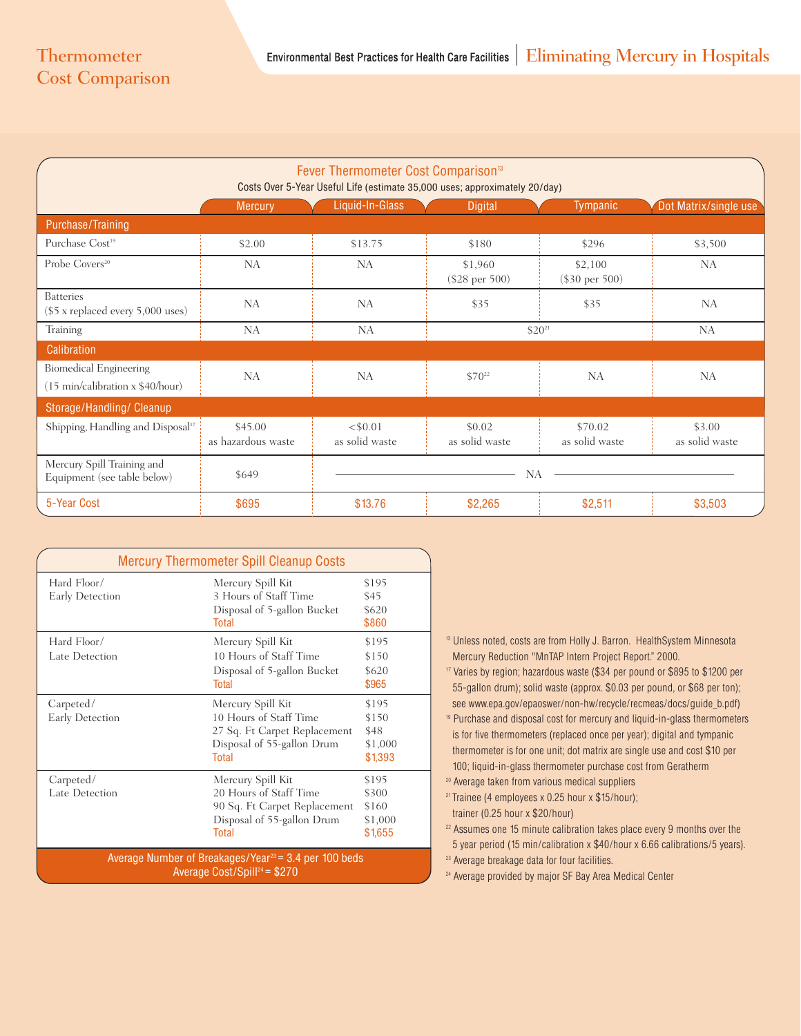# Thermometer Cost Comparison

## Fever Thermometer Cost Comparison[13]

Costs Over 5-Year Useful Life (estimate 35,000 uses; approximately 20/day)

| | Mercury | Liquid-In-Glass | Digital | Tympanic | Dot Matrix/single use |
|---|---|---|---|---|---|
| **Purchase/Training** | | | | | |
| Purchase Cost[19] | $2.00 | $13.75 | $180 | $296 | $3,500 |
| Probe Covers[20] | NA | NA | $1,960 ($28 per 500) | $2,100 ($30 per 500) | NA |
| Batteries ($5 x replaced every 5,000 uses) | NA | NA | $35 | $35 | NA |
| Training | NA | NA | $20[21] | | NA |
| **Calibration** | | | | | |
| Biomedical Engineering (15 min/calibration x $40/hour) | NA | NA | $70[22] | NA | NA |
| **Storage/Handling/ Cleanup** | | | | | |
| Shipping, Handling and Disposal[17] | $45.00 as hazardous waste | <$0.01 as solid waste | $0.02 as solid waste | $70.02 as solid waste | $3.00 as solid waste |
| Mercury Spill Training and Equipment (see table below) | $649 | NA | | | |
| **5-Year Cost** | $695 | $13.76 | $2,265 | $2,511 | $3,503 |

## Mercury Thermometer Spill Cleanup Costs

| | | |
|---|---|---|
| Hard Floor/ Early Detection | Mercury Spill Kit | $195 |
| | 3 Hours of Staff Time | $45 |
| | Disposal of 5-gallon Bucket | $620 |
| | **Total** | **$860** |
| Hard Floor/ Late Detection | Mercury Spill Kit | $195 |
| | 10 Hours of Staff Time | $150 |
| | Disposal of 5-gallon Bucket | $620 |
| | **Total** | **$965** |
| Carpeted/ Early Detection | Mercury Spill Kit | $195 |
| | 10 Hours of Staff Time | $150 |
| | 27 Sq. Ft Carpet Replacement | $48 |
| | Disposal of 55-gallon Drum | $1,000 |
| | **Total** | **$1,393** |
| Carpeted/ Late Detection | Mercury Spill Kit | $195 |
| | 20 Hours of Staff Time | $300 |
| | 90 Sq. Ft Carpet Replacement | $160 |
| | Disposal of 55-gallon Drum | $1,000 |
| | **Total** | **$1,655** |

Average Number of Breakages/Year[23] = 3.4 per 100 beds
Average Cost/Spill[24] = $270

[13] Unless noted, costs are from Holly J. Barron. HealthSystem Minnesota Mercury Reduction "MnTAP Intern Project Report." 2000.

[17] Varies by region; hazardous waste ($34 per pound or $895 to $1200 per 55-gallon drum); solid waste (approx. $0.03 per pound, or $68 per ton); see www.epa.gov/epaoswer/non-hw/recycle/recmeas/docs/guide_b.pdf)

[19] Purchase and disposal cost for mercury and liquid-in-glass thermometers is for five thermometers (replaced once per year); digital and tympanic thermometer is for one unit; dot matrix are single use and cost $10 per 100; liquid-in-glass thermometer purchase cost from Geratherm

[20] Average taken from various medical suppliers

[21] Trainee (4 employees x 0.25 hour x $15/hour); trainer (0.25 hour x $20/hour)

[22] Assumes one 15 minute calibration takes place every 9 months over the 5 year period (15 min/calibration x $40/hour x 6.66 calibrations/5 years).

[23] Average breakage data for four facilities.

[24] Average provided by major SF Bay Area Medical Center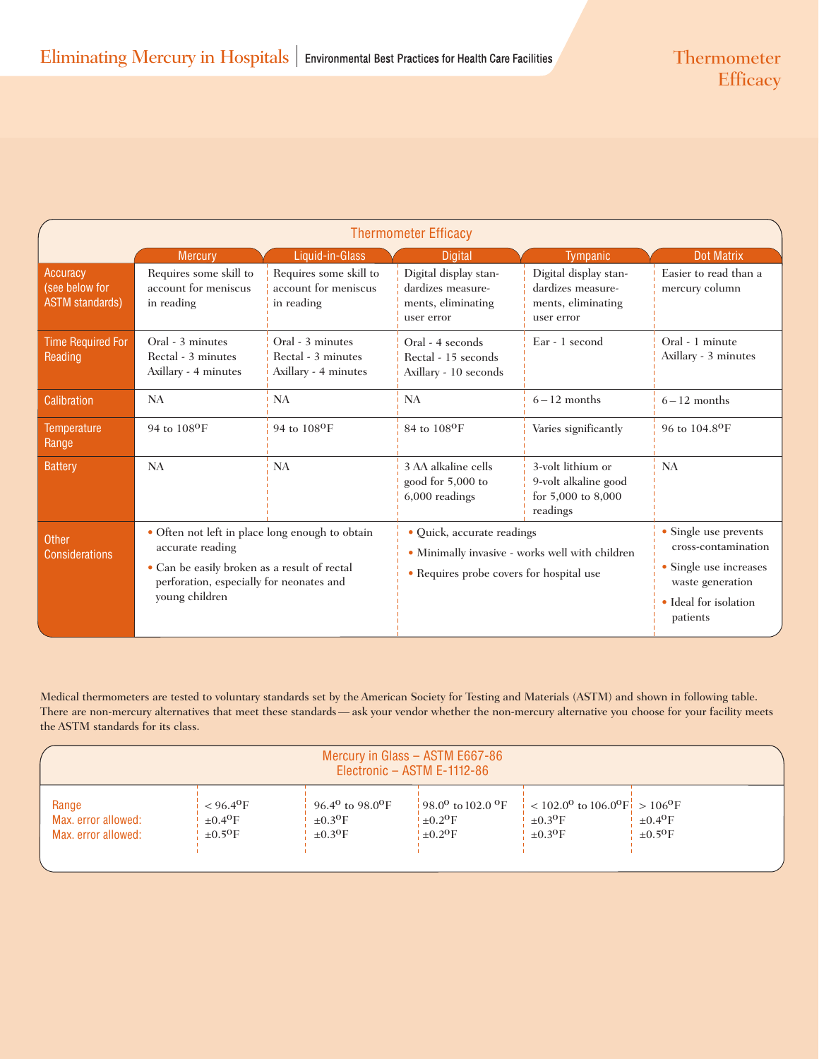# Thermometer Efficacy

## Thermometer Efficacy

| | Mercury | Liquid-in-Glass | Digital | Tympanic | Dot Matrix |
|---|---|---|---|---|---|
| Accuracy (see below for ASTM standards) | Requires some skill to account for meniscus in reading | Requires some skill to account for meniscus in reading | Digital display standardizes measurements, eliminating user error | Digital display standardizes measurements, eliminating user error | Easier to read than a mercury column |
| Time Required For Reading | Oral - 3 minutes<br>Rectal - 3 minutes<br>Axillary - 4 minutes | Oral - 3 minutes<br>Rectal - 3 minutes<br>Axillary - 4 minutes | Oral - 4 seconds<br>Rectal - 15 seconds<br>Axillary - 10 seconds | Ear - 1 second | Oral - 1 minute<br>Axillary - 3 minutes |
| Calibration | NA | NA | NA | 6 – 12 months | 6 – 12 months |
| Temperature Range | 94 to 108°F | 94 to 108°F | 84 to 108°F | Varies significantly | 96 to 104.8°F |
| Battery | NA | NA | 3 AA alkaline cells good for 5,000 to 6,000 readings | 3-volt lithium or 9-volt alkaline good for 5,000 to 8,000 readings | NA |
| Other Considerations | • Often not left in place long enough to obtain accurate reading<br>• Can be easily broken as a result of rectal perforation, especially for neonates and young children | | • Quick, accurate readings<br>• Minimally invasive - works well with children<br>• Requires probe covers for hospital use | | • Single use prevents cross-contamination<br>• Single use increases waste generation<br>• Ideal for isolation patients |

Medical thermometers are tested to voluntary standards set by the American Society for Testing and Materials (ASTM) and shown in following table. There are non-mercury alternatives that meet these standards — ask your vendor whether the non-mercury alternative you choose for your facility meets the ASTM standards for its class.

Mercury in Glass – ASTM E667-86
Electronic – ASTM E-1112-86

| | | | | | |
|---|---|---|---|---|---|
| Range | < 96.4°F | 96.4° to 98.0°F | 98.0° to 102.0 °F | < 102.0° to 106.0°F | > 106°F |
| Max. error allowed: | ±0.4°F | ±0.3°F | ±0.2°F | ±0.3°F | ±0.4°F |
| Max. error allowed: | ±0.5°F | ±0.3°F | ±0.2°F | ±0.3°F | ±0.5°F |